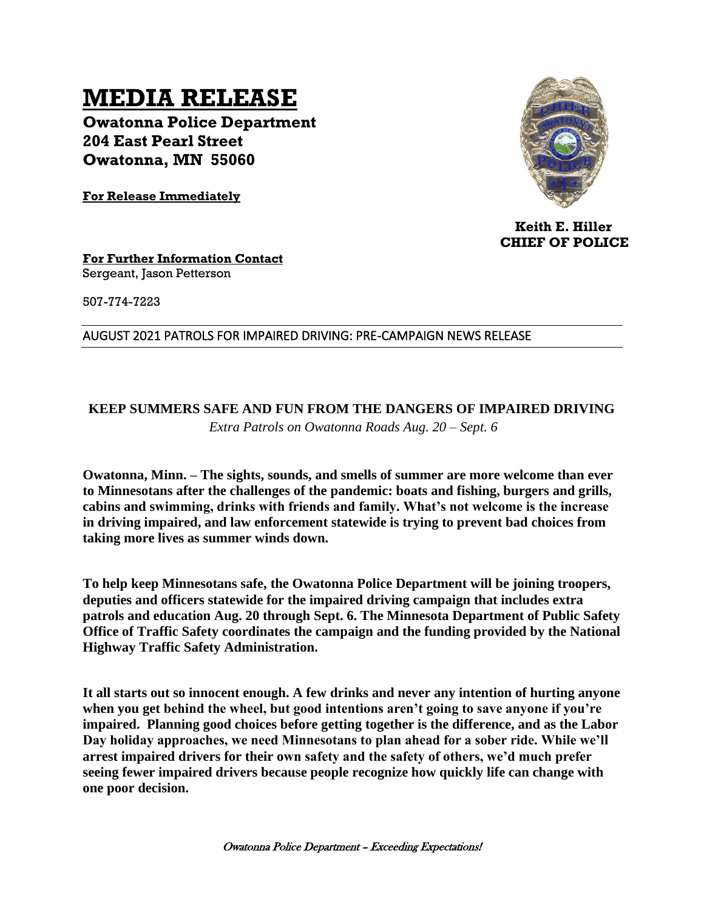# MEDIA RELEASE

**Owatonna Police Department**
**204 East Pearl Street**
**Owatonna, MN 55060**

**For Release Immediately**

**Keith E. Hiller**
**CHIEF OF POLICE**

**For Further Information Contact**
Sergeant, Jason Petterson

507-774-7223

AUGUST 2021 PATROLS FOR IMPAIRED DRIVING: PRE-CAMPAIGN NEWS RELEASE

## KEEP SUMMERS SAFE AND FUN FROM THE DANGERS OF IMPAIRED DRIVING

*Extra Patrols on Owatonna Roads Aug. 20 – Sept. 6*

**Owatonna, Minn. – The sights, sounds, and smells of summer are more welcome than ever to Minnesotans after the challenges of the pandemic: boats and fishing, burgers and grills, cabins and swimming, drinks with friends and family. What's not welcome is the increase in driving impaired, and law enforcement statewide is trying to prevent bad choices from taking more lives as summer winds down.**

**To help keep Minnesotans safe, the Owatonna Police Department will be joining troopers, deputies and officers statewide for the impaired driving campaign that includes extra patrols and education Aug. 20 through Sept. 6. The Minnesota Department of Public Safety Office of Traffic Safety coordinates the campaign and the funding provided by the National Highway Traffic Safety Administration.**

**It all starts out so innocent enough. A few drinks and never any intention of hurting anyone when you get behind the wheel, but good intentions aren't going to save anyone if you're impaired. Planning good choices before getting together is the difference, and as the Labor Day holiday approaches, we need Minnesotans to plan ahead for a sober ride. While we'll arrest impaired drivers for their own safety and the safety of others, we'd much prefer seeing fewer impaired drivers because people recognize how quickly life can change with one poor decision.**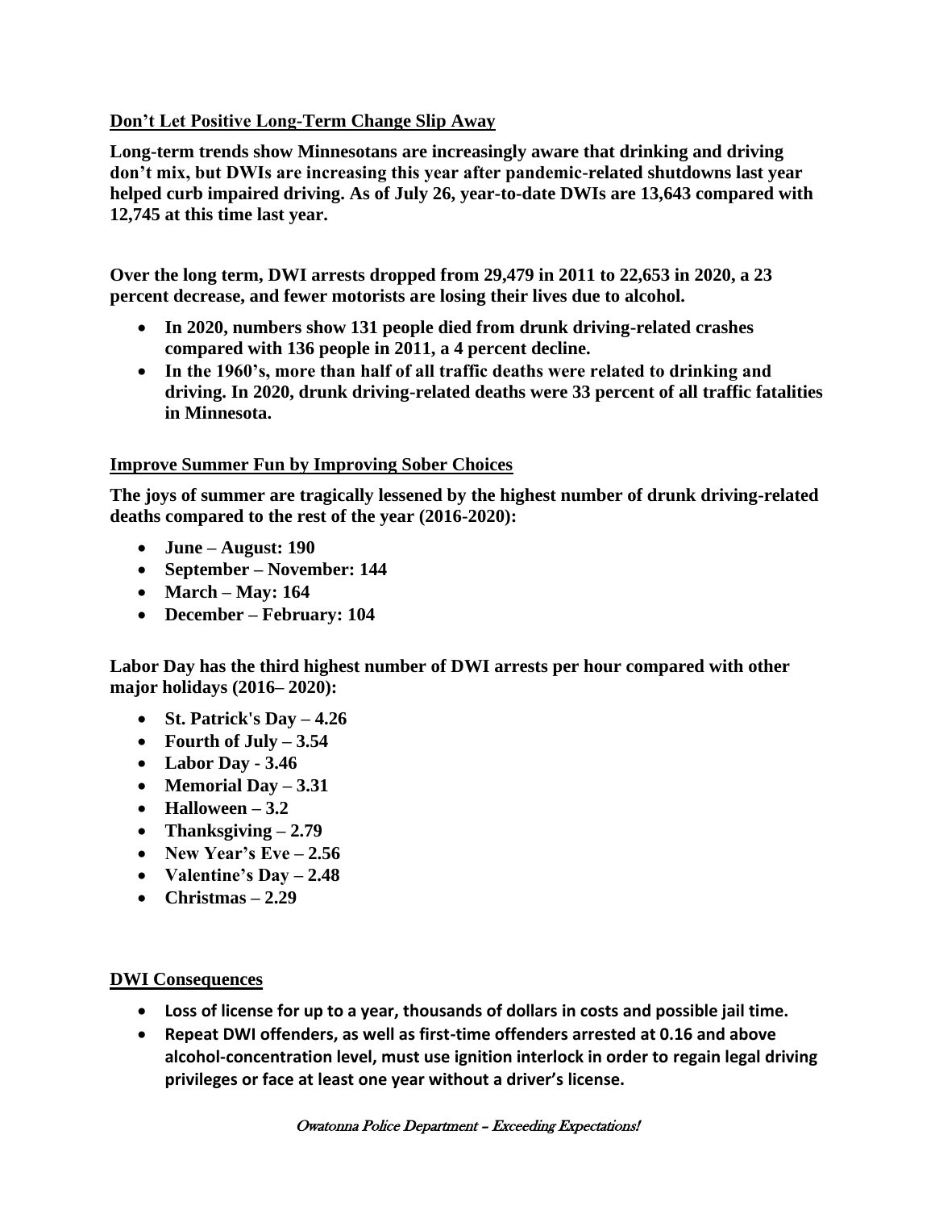## Don't Let Positive Long-Term Change Slip Away

**Long-term trends show Minnesotans are increasingly aware that drinking and driving don't mix, but DWIs are increasing this year after pandemic-related shutdowns last year helped curb impaired driving. As of July 26, year-to-date DWIs are 13,643 compared with 12,745 at this time last year.**

**Over the long term, DWI arrests dropped from 29,479 in 2011 to 22,653 in 2020, a 23 percent decrease, and fewer motorists are losing their lives due to alcohol.**

- **In 2020, numbers show 131 people died from drunk driving-related crashes compared with 136 people in 2011, a 4 percent decline.**
- **In the 1960's, more than half of all traffic deaths were related to drinking and driving. In 2020, drunk driving-related deaths were 33 percent of all traffic fatalities in Minnesota.**

## Improve Summer Fun by Improving Sober Choices

**The joys of summer are tragically lessened by the highest number of drunk driving-related deaths compared to the rest of the year (2016-2020):**

- **June – August: 190**
- **September – November: 144**
- **March – May: 164**
- **December – February: 104**

**Labor Day has the third highest number of DWI arrests per hour compared with other major holidays (2016– 2020):**

- **St. Patrick's Day – 4.26**
- **Fourth of July – 3.54**
- **Labor Day - 3.46**
- **Memorial Day – 3.31**
- **Halloween – 3.2**
- **Thanksgiving – 2.79**
- **New Year's Eve – 2.56**
- **Valentine's Day – 2.48**
- **Christmas – 2.29**

## DWI Consequences

- **Loss of license for up to a year, thousands of dollars in costs and possible jail time.**
- **Repeat DWI offenders, as well as first-time offenders arrested at 0.16 and above alcohol-concentration level, must use ignition interlock in order to regain legal driving privileges or face at least one year without a driver's license.**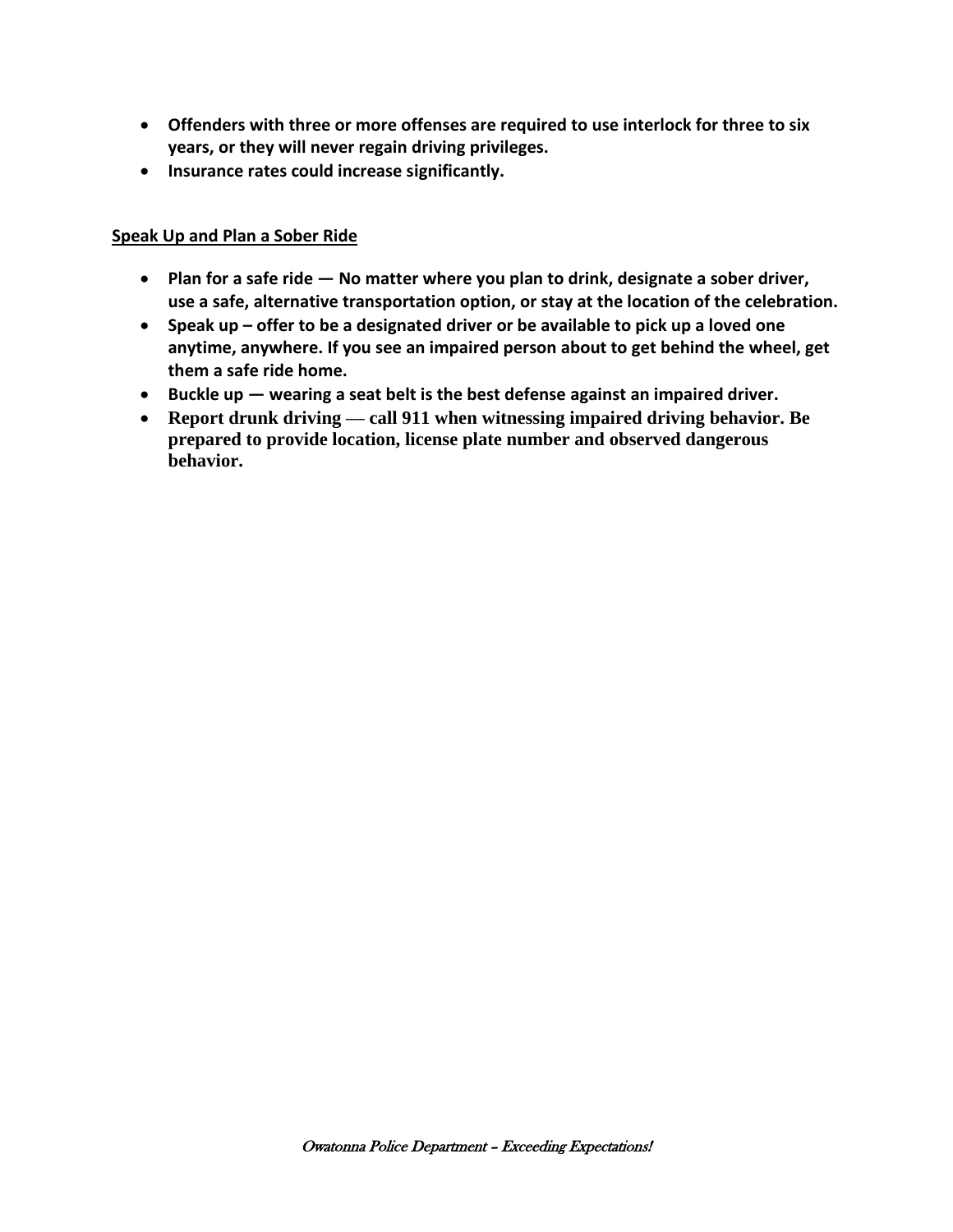- **Offenders with three or more offenses are required to use interlock for three to six years, or they will never regain driving privileges.**
- **Insurance rates could increase significantly.**

**Speak Up and Plan a Sober Ride**

- **Plan for a safe ride — No matter where you plan to drink, designate a sober driver, use a safe, alternative transportation option, or stay at the location of the celebration.**
- **Speak up – offer to be a designated driver or be available to pick up a loved one anytime, anywhere. If you see an impaired person about to get behind the wheel, get them a safe ride home.**
- **Buckle up — wearing a seat belt is the best defense against an impaired driver.**
- **Report drunk driving — call 911 when witnessing impaired driving behavior. Be prepared to provide location, license plate number and observed dangerous behavior.**